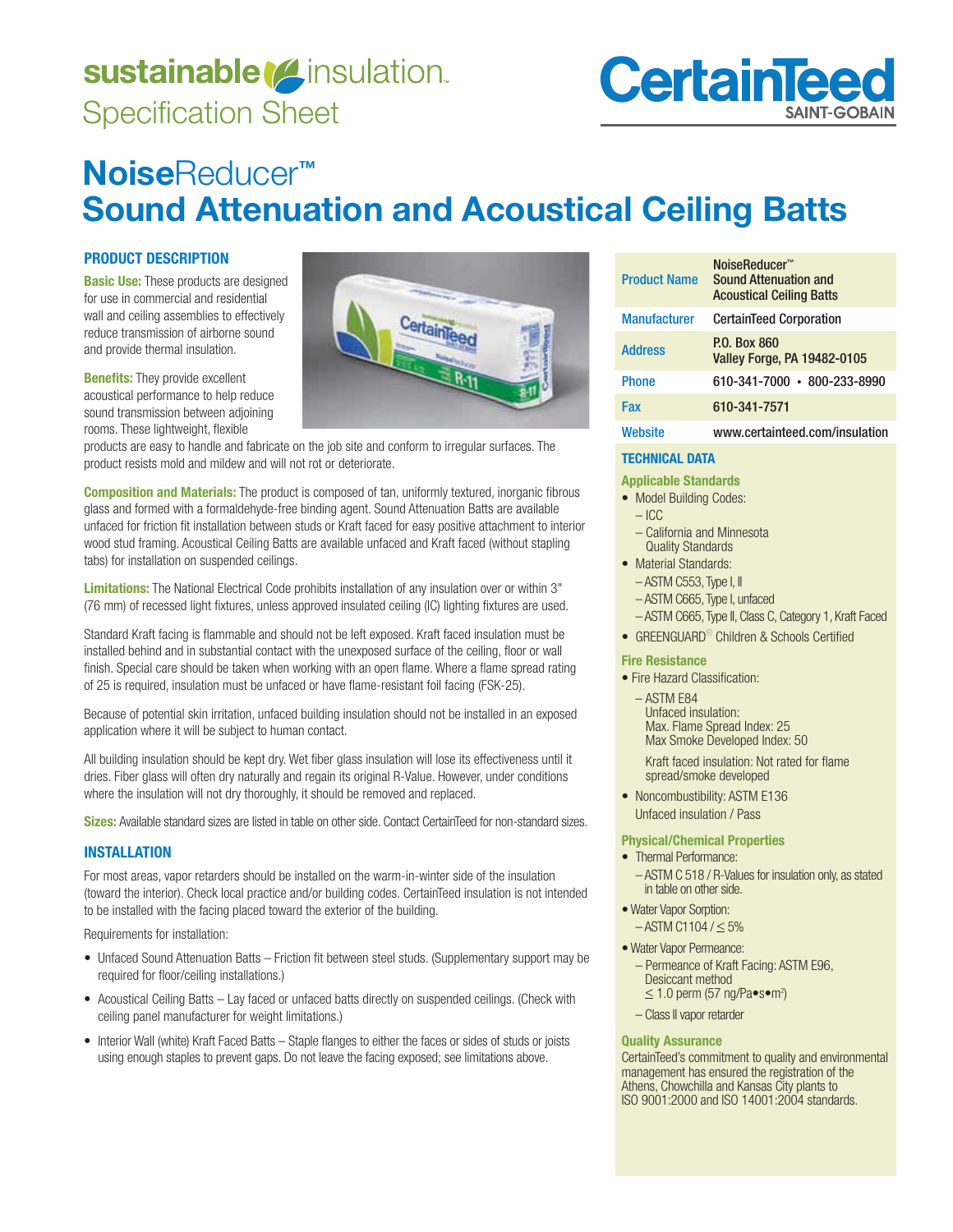sustainable insulation™
Specification Sheet

CertainTeed
SAINT-GOBAIN

# NoiseReducer™ Sound Attenuation and Acoustical Ceiling Batts

## PRODUCT DESCRIPTION

**Basic Use:** These products are designed for use in commercial and residential wall and ceiling assemblies to effectively reduce transmission of airborne sound and provide thermal insulation.

**Benefits:** They provide excellent acoustical performance to help reduce sound transmission between adjoining rooms. These lightweight, flexible products are easy to handle and fabricate on the job site and conform to irregular surfaces. The product resists mold and mildew and will not rot or deteriorate.

**Composition and Materials:** The product is composed of tan, uniformly textured, inorganic fibrous glass and formed with a formaldehyde-free binding agent. Sound Attenuation Batts are available unfaced for friction fit installation between studs or Kraft faced for easy positive attachment to interior wood stud framing. Acoustical Ceiling Batts are available unfaced and Kraft faced (without stapling tabs) for installation on suspended ceilings.

**Limitations:** The National Electrical Code prohibits installation of any insulation over or within 3" (76 mm) of recessed light fixtures, unless approved insulated ceiling (IC) lighting fixtures are used.

Standard Kraft facing is flammable and should not be left exposed. Kraft faced insulation must be installed behind and in substantial contact with the unexposed surface of the ceiling, floor or wall finish. Special care should be taken when working with an open flame. Where a flame spread rating of 25 is required, insulation must be unfaced or have flame-resistant foil facing (FSK-25).

Because of potential skin irritation, unfaced building insulation should not be installed in an exposed application where it will be subject to human contact.

All building insulation should be kept dry. Wet fiber glass insulation will lose its effectiveness until it dries. Fiber glass will often dry naturally and regain its original R-Value. However, under conditions where the insulation will not dry thoroughly, it should be removed and replaced.

**Sizes:** Available standard sizes are listed in table on other side. Contact CertainTeed for non-standard sizes.

## INSTALLATION

For most areas, vapor retarders should be installed on the warm-in-winter side of the insulation (toward the interior). Check local practice and/or building codes. CertainTeed insulation is not intended to be installed with the facing placed toward the exterior of the building.

Requirements for installation:

- Unfaced Sound Attenuation Batts – Friction fit between steel studs. (Supplementary support may be required for floor/ceiling installations.)
- Acoustical Ceiling Batts – Lay faced or unfaced batts directly on suspended ceilings. (Check with ceiling panel manufacturer for weight limitations.)
- Interior Wall (white) Kraft Faced Batts – Staple flanges to either the faces or sides of studs or joists using enough staples to prevent gaps. Do not leave the facing exposed; see limitations above.

| | |
|---|---|
| Product Name | NoiseReducer™ Sound Attenuation and Acoustical Ceiling Batts |
| Manufacturer | CertainTeed Corporation |
| Address | P.O. Box 860 Valley Forge, PA 19482-0105 |
| Phone | 610-341-7000 • 800-233-8990 |
| Fax | 610-341-7571 |
| Website | www.certainteed.com/insulation |

## TECHNICAL DATA

### Applicable Standards

- Model Building Codes:
  - ICC
  - California and Minnesota Quality Standards
- Material Standards:
  - ASTM C553, Type I, II
  - ASTM C665, Type I, unfaced
  - ASTM C665, Type II, Class C, Category 1, Kraft Faced
- GREENGUARD® Children & Schools Certified

### Fire Resistance

- Fire Hazard Classification:
  - ASTM E84
    Unfaced insulation:
    Max. Flame Spread Index: 25
    Max Smoke Developed Index: 50

    Kraft faced insulation: Not rated for flame spread/smoke developed
- Noncombustibility: ASTM E136
  Unfaced insulation / Pass

### Physical/Chemical Properties

- Thermal Performance:
  - ASTM C 518 / R-Values for insulation only, as stated in table on other side.
- Water Vapor Sorption:
  - ASTM C1104 / ≤ 5%
- Water Vapor Permeance:
  - Permeance of Kraft Facing: ASTM E96, Desiccant method ≤ 1.0 perm (57 ng/Pa•s•m$^2$)
  - Class II vapor retarder

### Quality Assurance

CertainTeed's commitment to quality and environmental management has ensured the registration of the Athens, Chowchilla and Kansas City plants to ISO 9001:2000 and ISO 14001:2004 standards.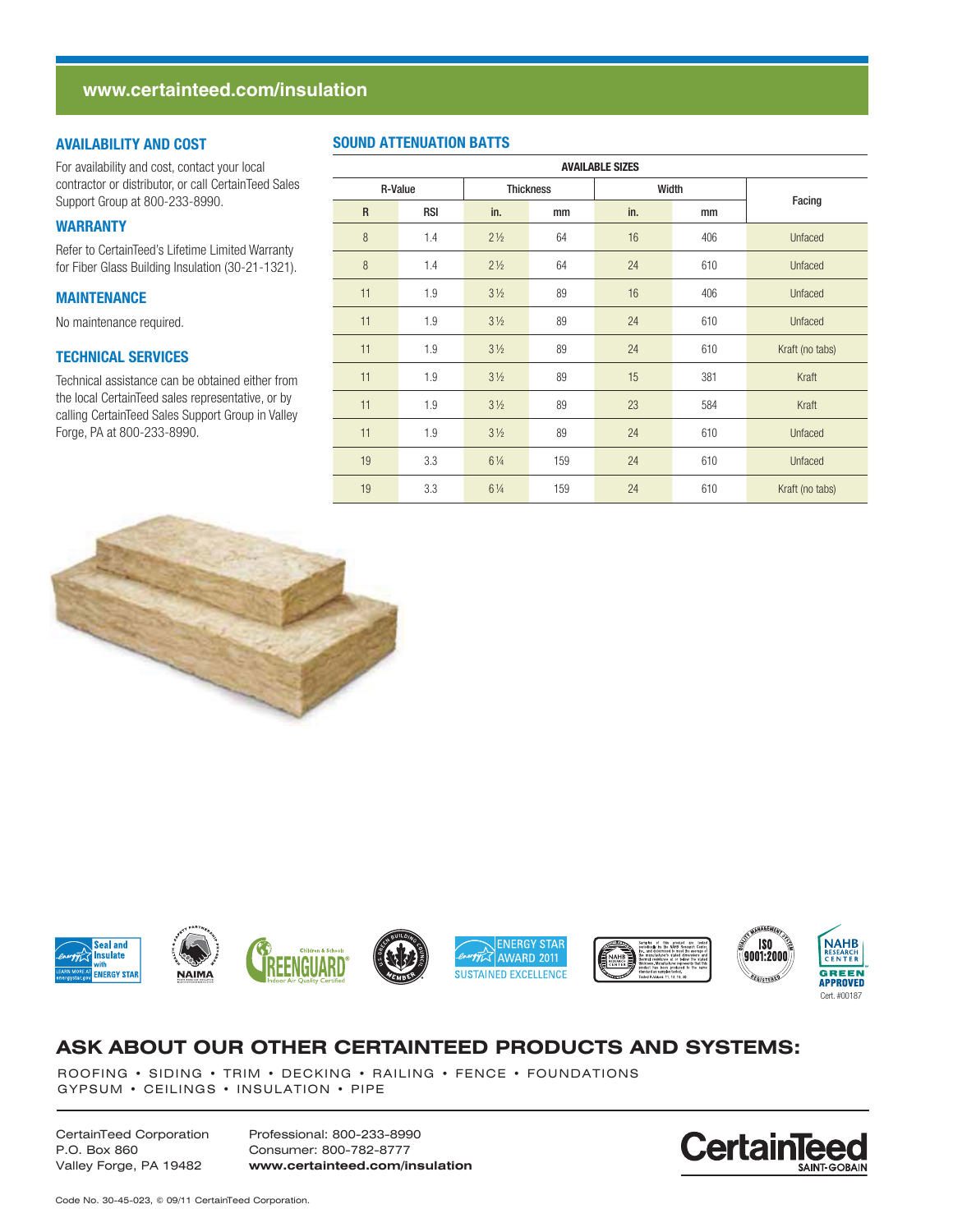www.certainteed.com/insulation

## AVAILABILITY AND COST

For availability and cost, contact your local contractor or distributor, or call CertainTeed Sales Support Group at 800-233-8990.

## WARRANTY

Refer to CertainTeed's Lifetime Limited Warranty for Fiber Glass Building Insulation (30-21-1321).

## MAINTENANCE

No maintenance required.

## TECHNICAL SERVICES

Technical assistance can be obtained either from the local CertainTeed sales representative, or by calling CertainTeed Sales Support Group in Valley Forge, PA at 800-233-8990.

## SOUND ATTENUATION BATTS

| AVAILABLE SIZES | | | | | | |
|---|---|---|---|---|---|---|
| R-Value | | Thickness | | Width | | Facing |
| R | RSI | in. | mm | in. | mm | |
| 8 | 1.4 | 2½ | 64 | 16 | 406 | Unfaced |
| 8 | 1.4 | 2½ | 64 | 24 | 610 | Unfaced |
| 11 | 1.9 | 3½ | 89 | 16 | 406 | Unfaced |
| 11 | 1.9 | 3½ | 89 | 24 | 610 | Unfaced |
| 11 | 1.9 | 3½ | 89 | 24 | 610 | Kraft (no tabs) |
| 11 | 1.9 | 3½ | 89 | 15 | 381 | Kraft |
| 11 | 1.9 | 3½ | 89 | 23 | 584 | Kraft |
| 11 | 1.9 | 3½ | 89 | 24 | 610 | Unfaced |
| 19 | 3.3 | 6¼ | 159 | 24 | 610 | Unfaced |
| 19 | 3.3 | 6¼ | 159 | 24 | 610 | Kraft (no tabs) |

NAHB Research Center Green Approved Cert. #00187

## ASK ABOUT OUR OTHER CERTAINTEED PRODUCTS AND SYSTEMS:

ROOFING • SIDING • TRIM • DECKING • RAILING • FENCE • FOUNDATIONS
GYPSUM • CEILINGS • INSULATION • PIPE

CertainTeed Corporation
P.O. Box 860
Valley Forge, PA 19482

Professional: 800-233-8990
Consumer: 800-782-8777
**www.certainteed.com/insulation**

CertainTeed SAINT-GOBAIN

Code No. 30-45-023, © 09/11 CertainTeed Corporation.